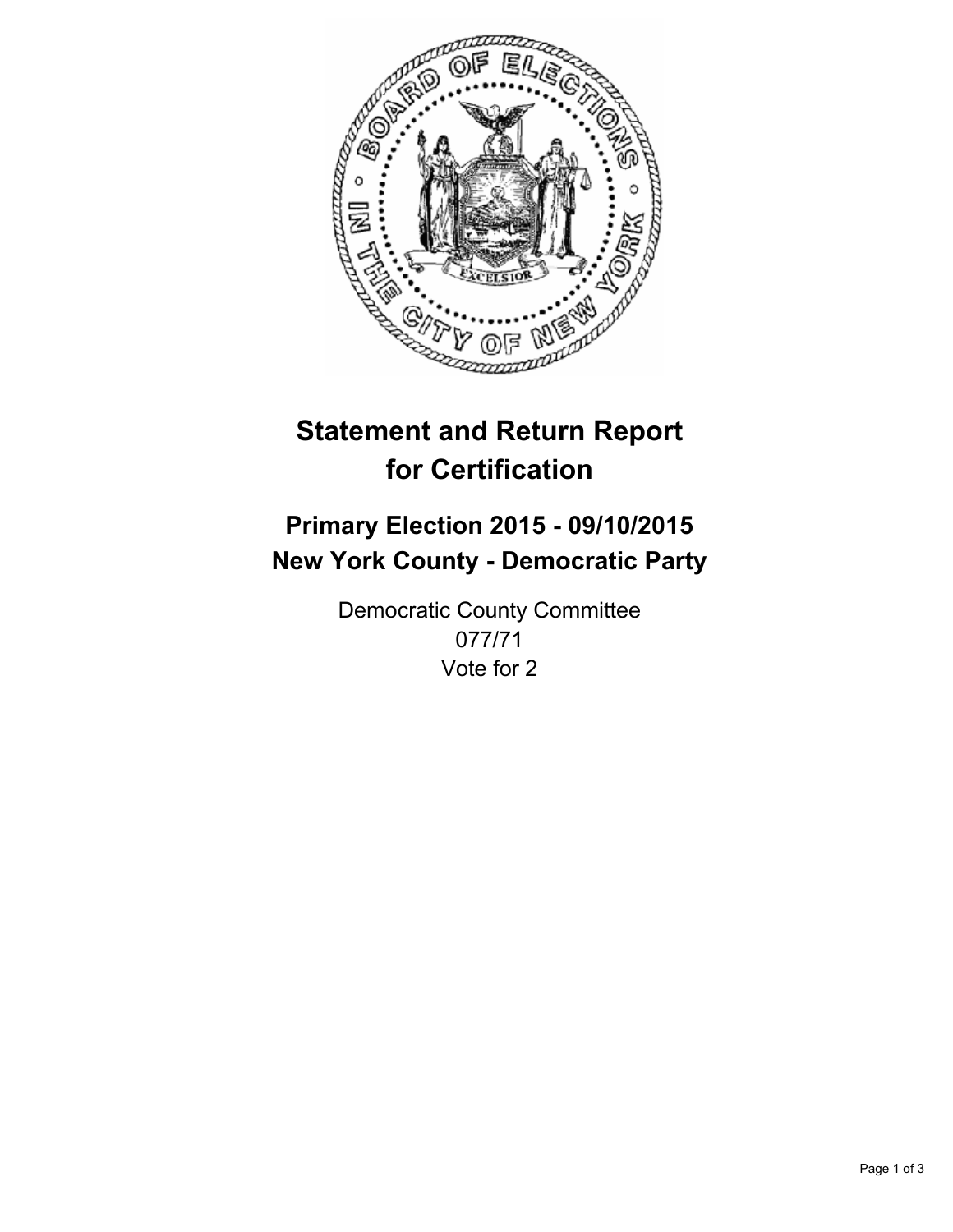# Statement and Return Report for Certification

## Primary Election 2015 - 09/10/2015
## New York County - Democratic Party

Democratic County Committee
077/71
Vote for 2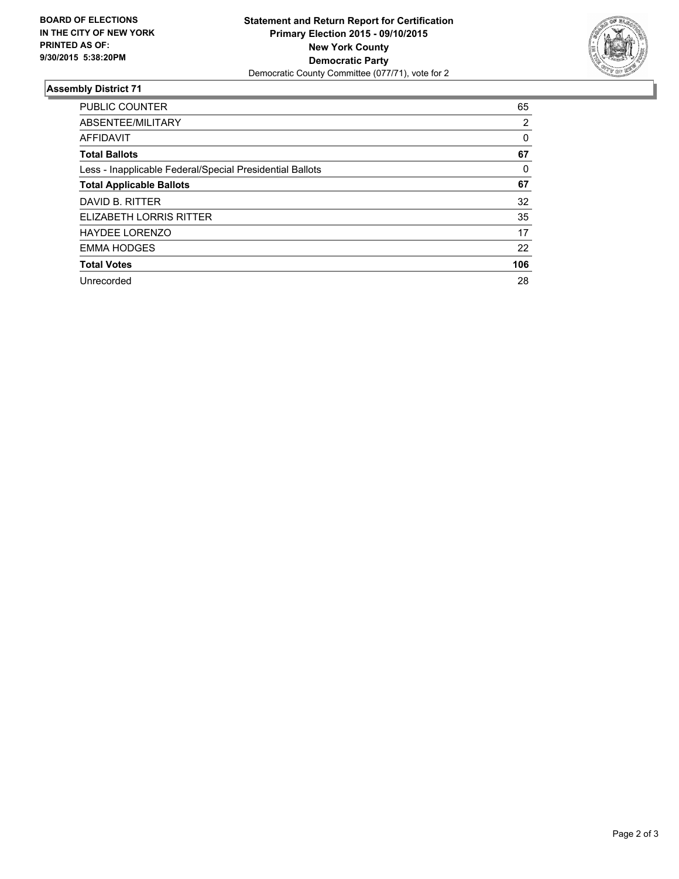**BOARD OF ELECTIONS IN THE CITY OF NEW YORK PRINTED AS OF: 9/30/2015 5:38:20PM**

**Statement and Return Report for Certification**
**Primary Election 2015 - 09/10/2015**
**New York County**
**Democratic Party**
Democratic County Committee (077/71), vote for 2

## Assembly District 71

| | |
|---|---|
| PUBLIC COUNTER | 65 |
| ABSENTEE/MILITARY | 2 |
| AFFIDAVIT | 0 |
| **Total Ballots** | **67** |
| Less - Inapplicable Federal/Special Presidential Ballots | 0 |
| **Total Applicable Ballots** | **67** |
| DAVID B. RITTER | 32 |
| ELIZABETH LORRIS RITTER | 35 |
| HAYDEE LORENZO | 17 |
| EMMA HODGES | 22 |
| **Total Votes** | **106** |
| Unrecorded | 28 |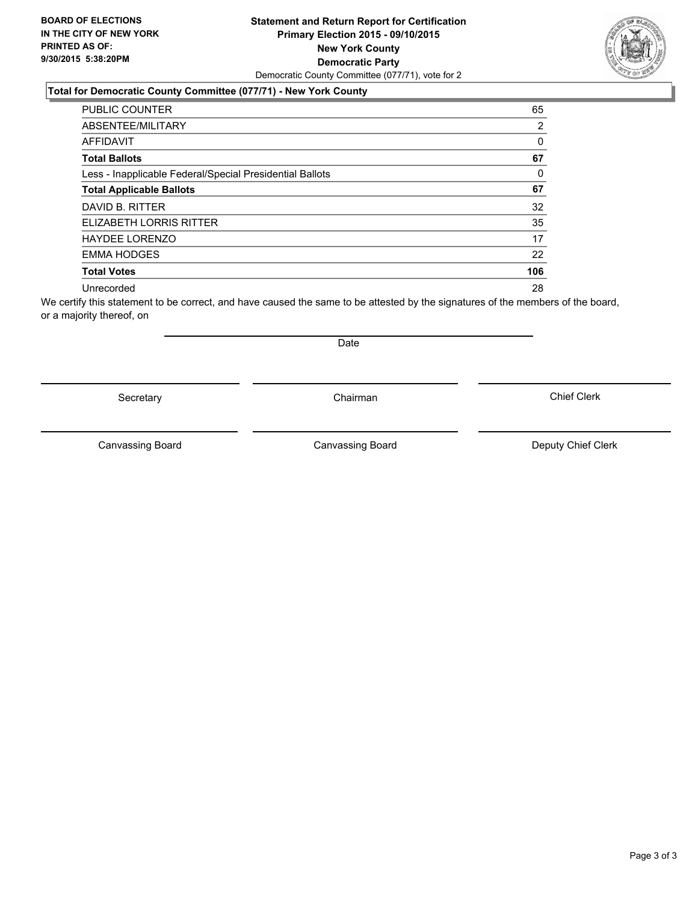**BOARD OF ELECTIONS IN THE CITY OF NEW YORK PRINTED AS OF: 9/30/2015 5:38:20PM**

**Statement and Return Report for Certification**
**Primary Election 2015 - 09/10/2015**
**New York County**
**Democratic Party**
Democratic County Committee (077/71), vote for 2

## Total for Democratic County Committee (077/71) - New York County

| | |
|---|---|
| PUBLIC COUNTER | 65 |
| ABSENTEE/MILITARY | 2 |
| AFFIDAVIT | 0 |
| **Total Ballots** | **67** |
| Less - Inapplicable Federal/Special Presidential Ballots | 0 |
| **Total Applicable Ballots** | **67** |
| DAVID B. RITTER | 32 |
| ELIZABETH LORRIS RITTER | 35 |
| HAYDEE LORENZO | 17 |
| EMMA HODGES | 22 |
| **Total Votes** | **106** |
| Unrecorded | 28 |

We certify this statement to be correct, and have caused the same to be attested by the signatures of the members of the board, or a majority thereof, on

Date

Secretary | Chairman | Chief Clerk

Canvassing Board | Canvassing Board | Deputy Chief Clerk